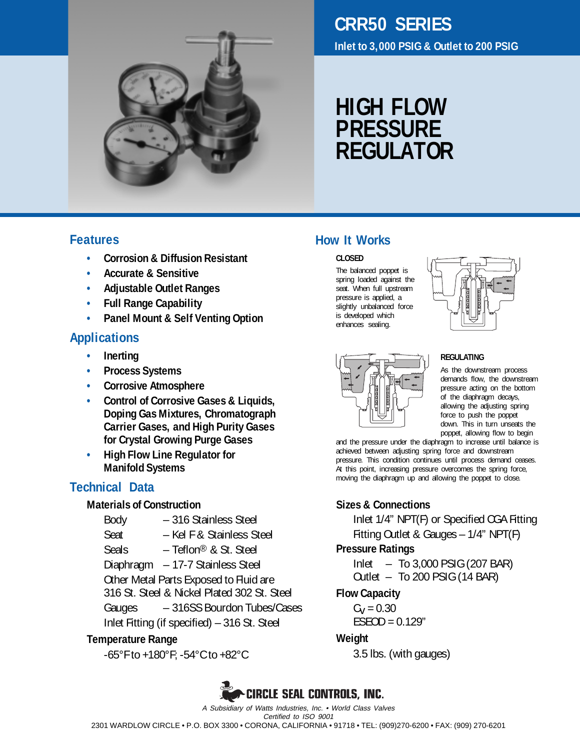# CRR50 SERIES

**Inlet to 3,000 PSIG & Outlet to 200 PSIG**

# HIGH FLOW PRESSURE REGULATOR

## Features

- **Corrosion & Diffusion Resistant**
- **Accurate & Sensitive**
- **Adjustable Outlet Ranges**
- **Full Range Capability**
- **Panel Mount & Self Venting Option**

## Applications

- **Inerting**
- **Process Systems**
- **Corrosive Atmosphere**
- **Control of Corrosive Gases & Liquids, Doping Gas Mixtures, Chromatograph Carrier Gases, and High Purity Gases for Crystal Growing Purge Gases**
- **High Flow Line Regulator for Manifold Systems**

## Technical Data

### Materials of Construction

Body – 316 Stainless Steel
Seat – Kel F & Stainless Steel
Seals – Teflon® & St. Steel
Diaphragm – 17-7 Stainless Steel
Other Metal Parts Exposed to Fluid are 316 St. Steel & Nickel Plated 302 St. Steel
Gauges – 316SS Bourdon Tubes/Cases
Inlet Fitting (if specified) – 316 St. Steel

### Temperature Range

-65°F to +180°F; -54°C to +82°C

## How It Works

**CLOSED**

The balanced poppet is spring loaded against the seat. When full upstream pressure is applied, a slightly unbalanced force is developed which enhances sealing.

**REGULATING**

As the downstream process demands flow, the downstream pressure acting on the bottom of the diaphragm decays, allowing the adjusting spring force to push the poppet down. This in turn unseats the poppet, allowing flow to begin and the pressure under the diaphragm to increase until balance is achieved between adjusting spring force and downstream pressure. This condition continues until process demand ceases. At this point, increasing pressure overcomes the spring force, moving the diaphragm up and allowing the poppet to close.

### Sizes & Connections

Inlet 1/4" NPT(F) or Specified CGA Fitting
Fitting Outlet & Gauges – 1/4" NPT(F)

### Pressure Ratings

Inlet – To 3,000 PSIG (207 BAR)
Outlet – To 200 PSIG (14 BAR)

### Flow Capacity

$C_V = 0.30$
ESEOD = 0.129"

### Weight

3.5 lbs. (with gauges)

**CIRCLE SEAL CONTROLS, INC.**

*A Subsidiary of Watts Industries, Inc. • World Class Valves*
*Certified to ISO 9001*

2301 WARDLOW CIRCLE • P.O. BOX 3300 • CORONA, CALIFORNIA • 91718 • TEL: (909)270-6200 • FAX: (909) 270-6201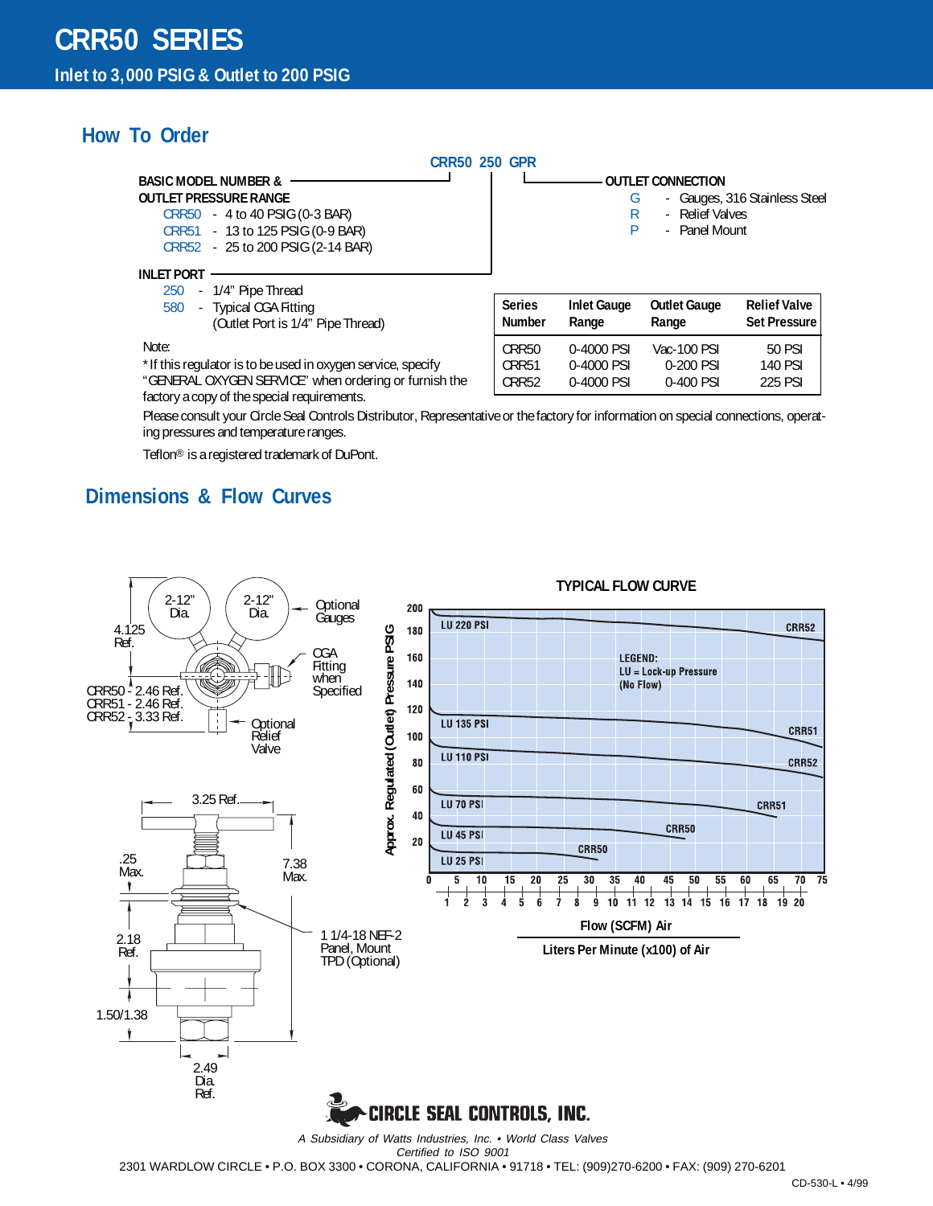# CRR50 SERIES

**Inlet to 3,000 PSIG & Outlet to 200 PSIG**

## How To Order

**CRR50 250 GPR**

**BASIC MODEL NUMBER & OUTLET PRESSURE RANGE**

- CRR50 - 4 to 40 PSIG (0-3 BAR)
- CRR51 - 13 to 125 PSIG (0-9 BAR)
- CRR52 - 25 to 200 PSIG (2-14 BAR)

**INLET PORT**

- 250 - 1/4" Pipe Thread
- 580 - Typical CGA Fitting (Outlet Port is 1/4" Pipe Thread)

**OUTLET CONNECTION**

- G - Gauges, 316 Stainless Steel
- R - Relief Valves
- P - Panel Mount

| Series Number | Inlet Gauge Range | Outlet Gauge Range | Relief Valve Set Pressure |
|---|---|---|---|
| CRR50 | 0-4000 PSI | Vac-100 PSI | 50 PSI |
| CRR51 | 0-4000 PSI | 0-200 PSI | 140 PSI |
| CRR52 | 0-4000 PSI | 0-400 PSI | 225 PSI |

Note:
* If this regulator is to be used in oxygen service, specify "GENERAL OXYGEN SERVICE" when ordering or furnish the factory a copy of the special requirements.

Please consult your Circle Seal Controls Distributor, Representative or the factory for information on special connections, operating pressures and temperature ranges.

Teflon® is a registered trademark of DuPont.

## Dimensions & Flow Curves

2-12" Dia.
2-12" Dia.
Optional Gauges
4.125 Ref.
CGA Fitting when Specified
CRR50 - 2.46 Ref.
CRR51 - 2.46 Ref.
CRR52 - 3.33 Ref.
Optional Relief Valve
3.25 Ref.
.25 Max.
7.38 Max.
2.18 Ref.
1 1/4-18 NEF-2 Panel, Mount TPD (Optional)
1.50/1.38
2.49 Dia. Ref.

TYPICAL FLOW CURVE

Approx. Regulated (Outlet) Pressure PSIG
200, 180, 160, 140, 120, 100, 80, 60, 40, 20

LU 220 PSI — CRR52
LU 135 PSI — CRR51
LU 110 PSI — CRR52
LU 70 PSI — CRR51
LU 45 PSI — CRR50
LU 25 PSI — CRR50

LEGEND:
LU = Lock-up Pressure
(No Flow)

0 5 10 15 20 25 30 35 40 45 50 55 60 65 70 75
1 2 3 4 5 6 7 8 9 10 11 12 13 14 15 16 17 18 19 20

Flow (SCFM) Air

Liters Per Minute (x100) of Air

**CIRCLE SEAL CONTROLS, INC.**

*A Subsidiary of Watts Industries, Inc. • World Class Valves*
*Certified to ISO 9001*

2301 WARDLOW CIRCLE • P.O. BOX 3300 • CORONA, CALIFORNIA • 91718 • TEL: (909)270-6200 • FAX: (909) 270-6201

CD-530-L • 4/99